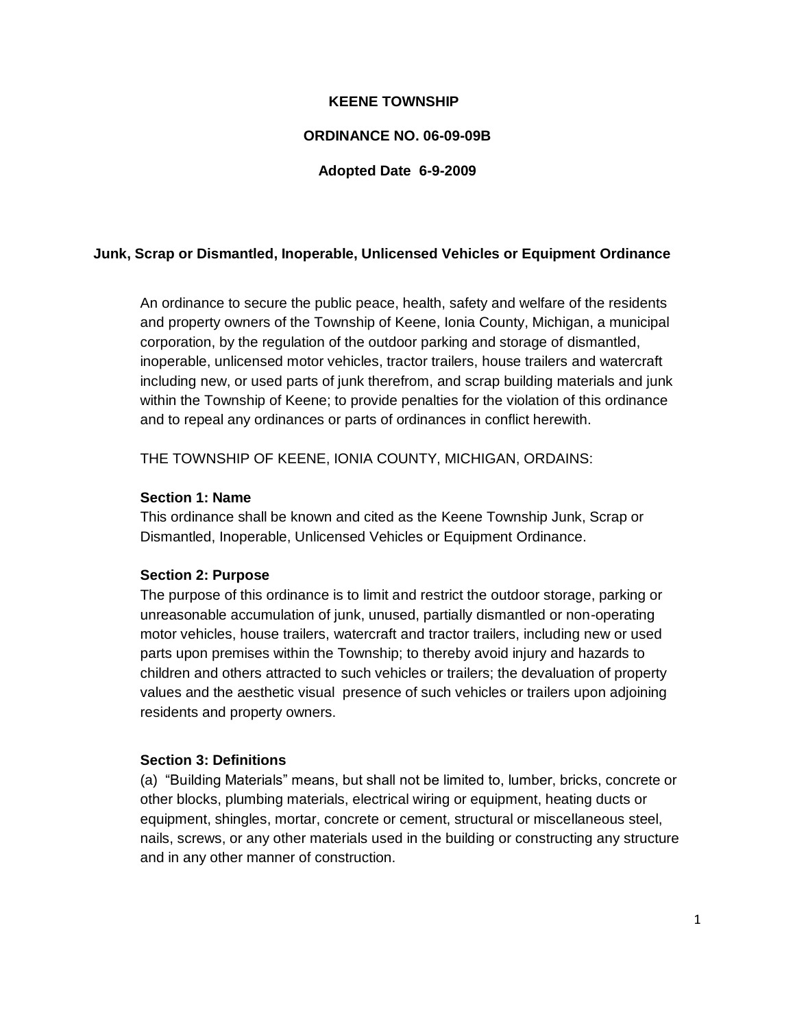# KEENE TOWNSHIP

## ORDINANCE NO. 06-09-09B

### Adopted Date 6-9-2009

## Junk, Scrap or Dismantled, Inoperable, Unlicensed Vehicles or Equipment Ordinance

An ordinance to secure the public peace, health, safety and welfare of the residents and property owners of the Township of Keene, Ionia County, Michigan, a municipal corporation, by the regulation of the outdoor parking and storage of dismantled, inoperable, unlicensed motor vehicles, tractor trailers, house trailers and watercraft including new, or used parts of junk therefrom, and scrap building materials and junk within the Township of Keene; to provide penalties for the violation of this ordinance and to repeal any ordinances or parts of ordinances in conflict herewith.

THE TOWNSHIP OF KEENE, IONIA COUNTY, MICHIGAN, ORDAINS:

**Section 1: Name**

This ordinance shall be known and cited as the Keene Township Junk, Scrap or Dismantled, Inoperable, Unlicensed Vehicles or Equipment Ordinance.

**Section 2: Purpose**

The purpose of this ordinance is to limit and restrict the outdoor storage, parking or unreasonable accumulation of junk, unused, partially dismantled or non-operating motor vehicles, house trailers, watercraft and tractor trailers, including new or used parts upon premises within the Township; to thereby avoid injury and hazards to children and others attracted to such vehicles or trailers; the devaluation of property values and the aesthetic visual presence of such vehicles or trailers upon adjoining residents and property owners.

**Section 3: Definitions**

(a) "Building Materials" means, but shall not be limited to, lumber, bricks, concrete or other blocks, plumbing materials, electrical wiring or equipment, heating ducts or equipment, shingles, mortar, concrete or cement, structural or miscellaneous steel, nails, screws, or any other materials used in the building or constructing any structure and in any other manner of construction.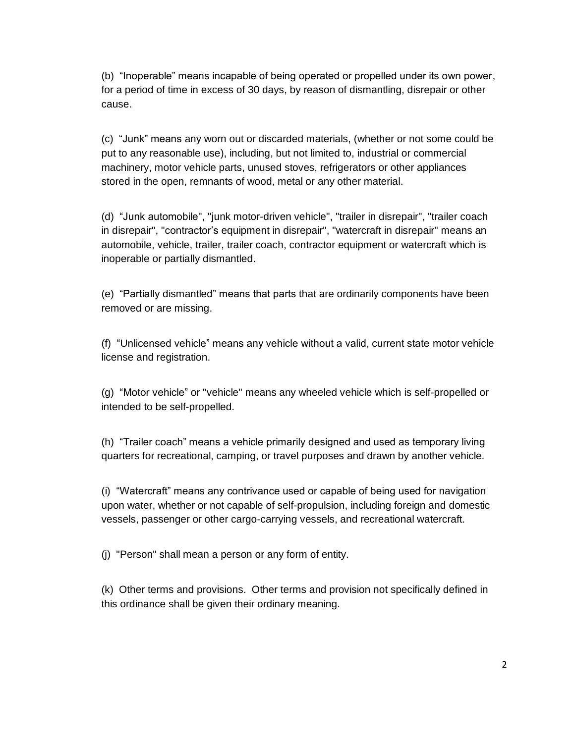(b) “Inoperable” means incapable of being operated or propelled under its own power, for a period of time in excess of 30 days, by reason of dismantling, disrepair or other cause.

(c) “Junk” means any worn out or discarded materials, (whether or not some could be put to any reasonable use), including, but not limited to, industrial or commercial machinery, motor vehicle parts, unused stoves, refrigerators or other appliances stored in the open, remnants of wood, metal or any other material.

(d) “Junk automobile", "junk motor-driven vehicle", "trailer in disrepair", "trailer coach in disrepair", "contractor’s equipment in disrepair", "watercraft in disrepair" means an automobile, vehicle, trailer, trailer coach, contractor equipment or watercraft which is inoperable or partially dismantled.

(e) “Partially dismantled” means that parts that are ordinarily components have been removed or are missing.

(f) “Unlicensed vehicle” means any vehicle without a valid, current state motor vehicle license and registration.

(g) “Motor vehicle” or "vehicle" means any wheeled vehicle which is self-propelled or intended to be self-propelled.

(h) “Trailer coach” means a vehicle primarily designed and used as temporary living quarters for recreational, camping, or travel purposes and drawn by another vehicle.

(i) “Watercraft” means any contrivance used or capable of being used for navigation upon water, whether or not capable of self-propulsion, including foreign and domestic vessels, passenger or other cargo-carrying vessels, and recreational watercraft.

(j) "Person" shall mean a person or any form of entity.

(k) Other terms and provisions. Other terms and provision not specifically defined in this ordinance shall be given their ordinary meaning.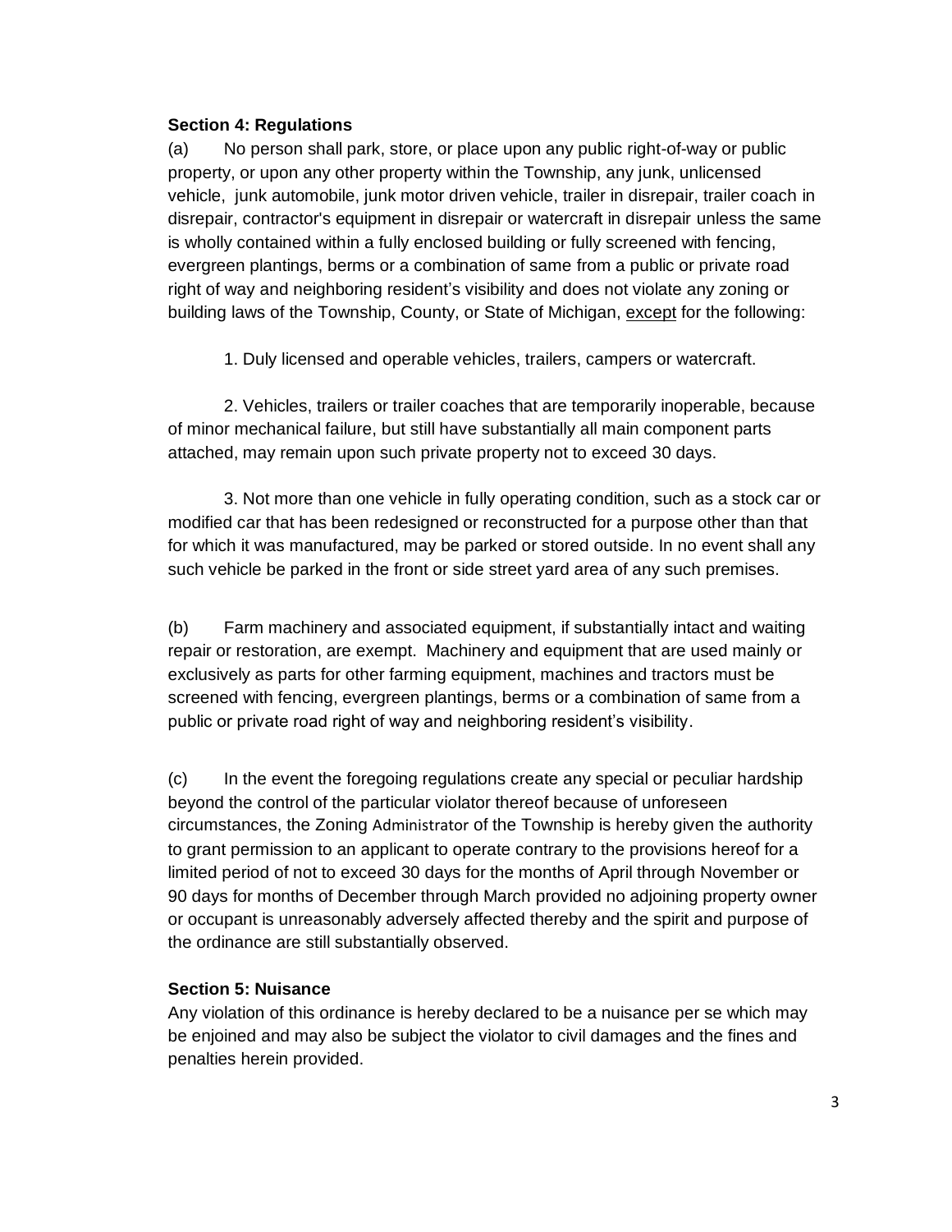**Section 4: Regulations**

(a) No person shall park, store, or place upon any public right-of-way or public property, or upon any other property within the Township, any junk, unlicensed vehicle, junk automobile, junk motor driven vehicle, trailer in disrepair, trailer coach in disrepair, contractor's equipment in disrepair or watercraft in disrepair unless the same is wholly contained within a fully enclosed building or fully screened with fencing, evergreen plantings, berms or a combination of same from a public or private road right of way and neighboring resident's visibility and does not violate any zoning or building laws of the Township, County, or State of Michigan, <u>except</u> for the following:

1. Duly licensed and operable vehicles, trailers, campers or watercraft.

2. Vehicles, trailers or trailer coaches that are temporarily inoperable, because of minor mechanical failure, but still have substantially all main component parts attached, may remain upon such private property not to exceed 30 days.

3. Not more than one vehicle in fully operating condition, such as a stock car or modified car that has been redesigned or reconstructed for a purpose other than that for which it was manufactured, may be parked or stored outside. In no event shall any such vehicle be parked in the front or side street yard area of any such premises.

(b) Farm machinery and associated equipment, if substantially intact and waiting repair or restoration, are exempt. Machinery and equipment that are used mainly or exclusively as parts for other farming equipment, machines and tractors must be screened with fencing, evergreen plantings, berms or a combination of same from a public or private road right of way and neighboring resident's visibility.

(c) In the event the foregoing regulations create any special or peculiar hardship beyond the control of the particular violator thereof because of unforeseen circumstances, the Zoning Administrator of the Township is hereby given the authority to grant permission to an applicant to operate contrary to the provisions hereof for a limited period of not to exceed 30 days for the months of April through November or 90 days for months of December through March provided no adjoining property owner or occupant is unreasonably adversely affected thereby and the spirit and purpose of the ordinance are still substantially observed.

**Section 5: Nuisance**

Any violation of this ordinance is hereby declared to be a nuisance per se which may be enjoined and may also be subject the violator to civil damages and the fines and penalties herein provided.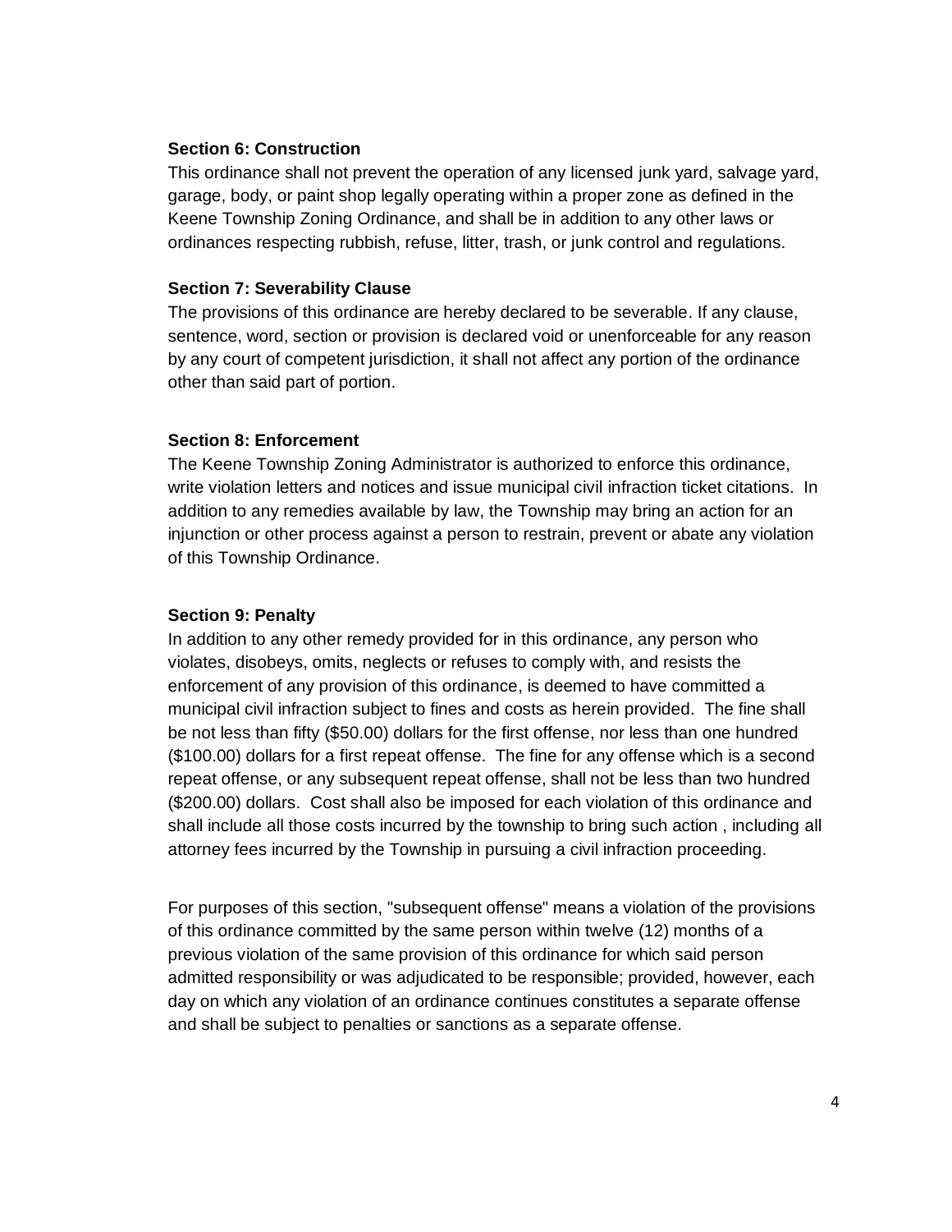**Section 6: Construction**

This ordinance shall not prevent the operation of any licensed junk yard, salvage yard, garage, body, or paint shop legally operating within a proper zone as defined in the Keene Township Zoning Ordinance, and shall be in addition to any other laws or ordinances respecting rubbish, refuse, litter, trash, or junk control and regulations.

**Section 7: Severability Clause**

The provisions of this ordinance are hereby declared to be severable. If any clause, sentence, word, section or provision is declared void or unenforceable for any reason by any court of competent jurisdiction, it shall not affect any portion of the ordinance other than said part of portion.

**Section 8: Enforcement**

The Keene Township Zoning Administrator is authorized to enforce this ordinance, write violation letters and notices and issue municipal civil infraction ticket citations. In addition to any remedies available by law, the Township may bring an action for an injunction or other process against a person to restrain, prevent or abate any violation of this Township Ordinance.

**Section 9: Penalty**

In addition to any other remedy provided for in this ordinance, any person who violates, disobeys, omits, neglects or refuses to comply with, and resists the enforcement of any provision of this ordinance, is deemed to have committed a municipal civil infraction subject to fines and costs as herein provided. The fine shall be not less than fifty ($50.00) dollars for the first offense, nor less than one hundred ($100.00) dollars for a first repeat offense. The fine for any offense which is a second repeat offense, or any subsequent repeat offense, shall not be less than two hundred ($200.00) dollars. Cost shall also be imposed for each violation of this ordinance and shall include all those costs incurred by the township to bring such action , including all attorney fees incurred by the Township in pursuing a civil infraction proceeding.

For purposes of this section, "subsequent offense" means a violation of the provisions of this ordinance committed by the same person within twelve (12) months of a previous violation of the same provision of this ordinance for which said person admitted responsibility or was adjudicated to be responsible; provided, however, each day on which any violation of an ordinance continues constitutes a separate offense and shall be subject to penalties or sanctions as a separate offense.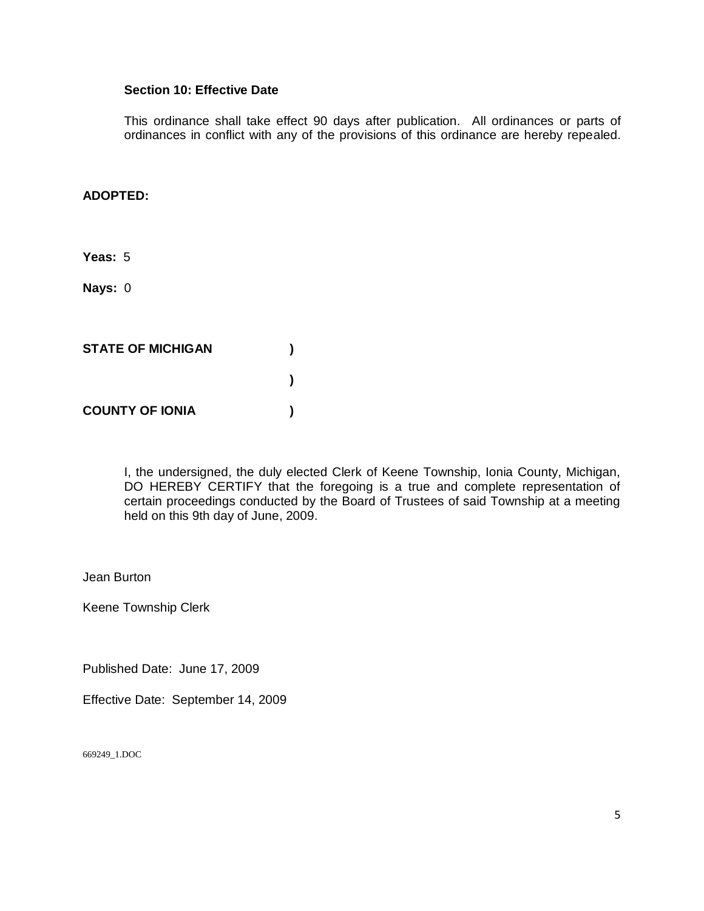**Section 10: Effective Date**

This ordinance shall take effect 90 days after publication. All ordinances or parts of ordinances in conflict with any of the provisions of this ordinance are hereby repealed.

**ADOPTED:**

**Yays:** 5

**Nays:** 0

**STATE OF MICHIGAN )**

**)**

**COUNTY OF IONIA )**

I, the undersigned, the duly elected Clerk of Keene Township, Ionia County, Michigan, DO HEREBY CERTIFY that the foregoing is a true and complete representation of certain proceedings conducted by the Board of Trustees of said Township at a meeting held on this 9th day of June, 2009.

Jean Burton

Keene Township Clerk

Published Date: June 17, 2009

Effective Date: September 14, 2009

669249_1.DOC